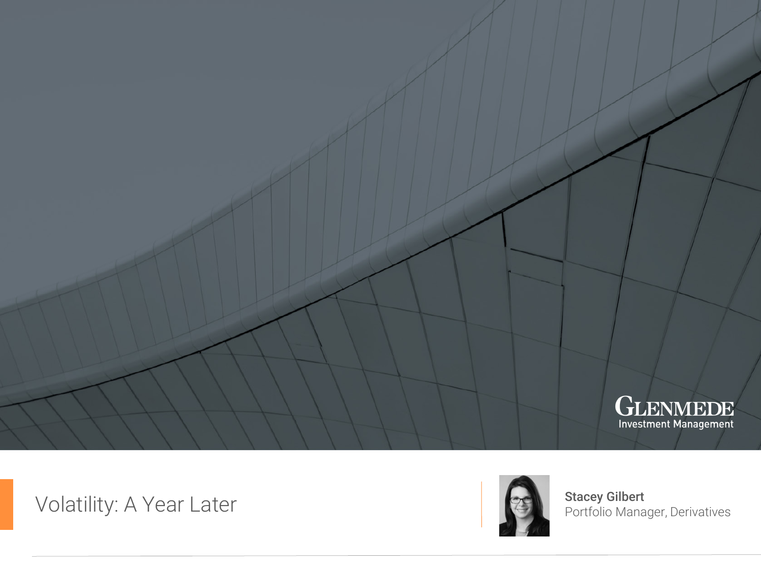GLENMEDE
Investment Management

# Volatility: A Year Later

**Stacey Gilbert**
Portfolio Manager, Derivatives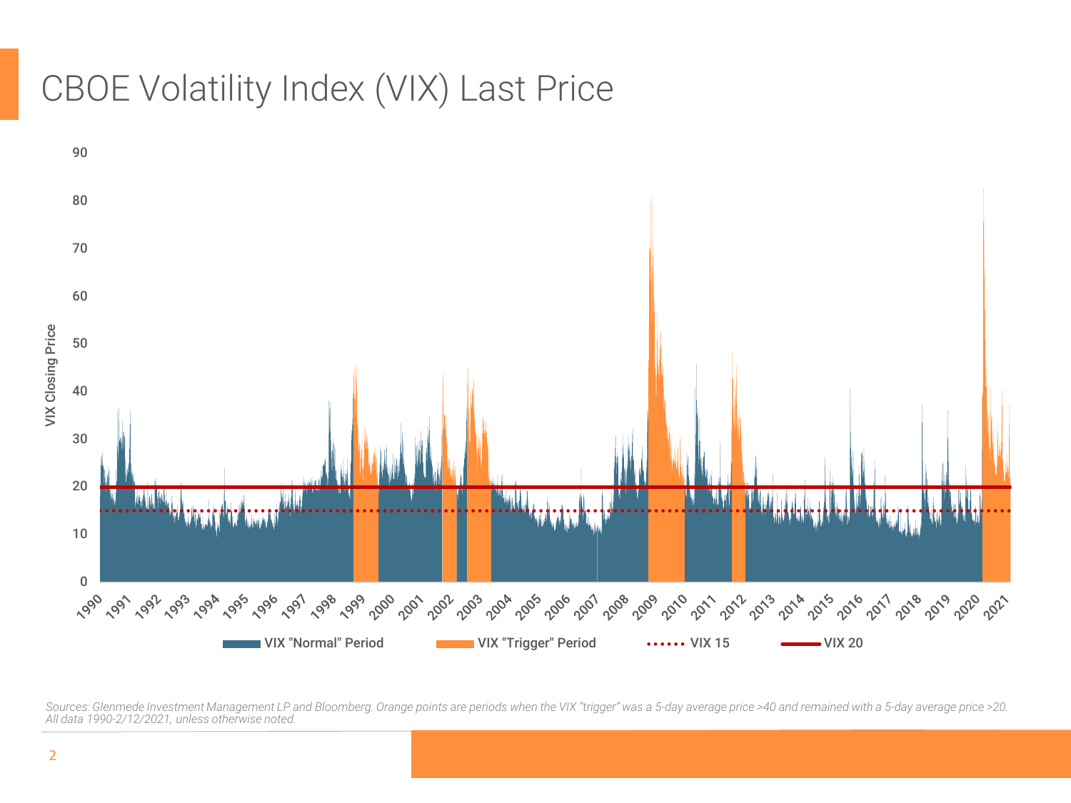# CBOE Volatility Index (VIX) Last Price

VIX Closing Price

90
80
70
60
50
40
30
20
10
0

1990 1991 1992 1993 1994 1995 1996 1997 1998 1999 2000 2001 2002 2003 2004 2005 2006 2007 2008 2009 2010 2011 2012 2013 2014 2015 2016 2017 2018 2019 2020 2021

VIX "Normal" Period | VIX "Trigger" Period | VIX 15 | VIX 20

*Sources: Glenmede Investment Management LP and Bloomberg. Orange points are periods when the VIX "trigger" was a 5-day average price >40 and remained with a 5-day average price >20. All data 1990-2/12/2021, unless otherwise noted.*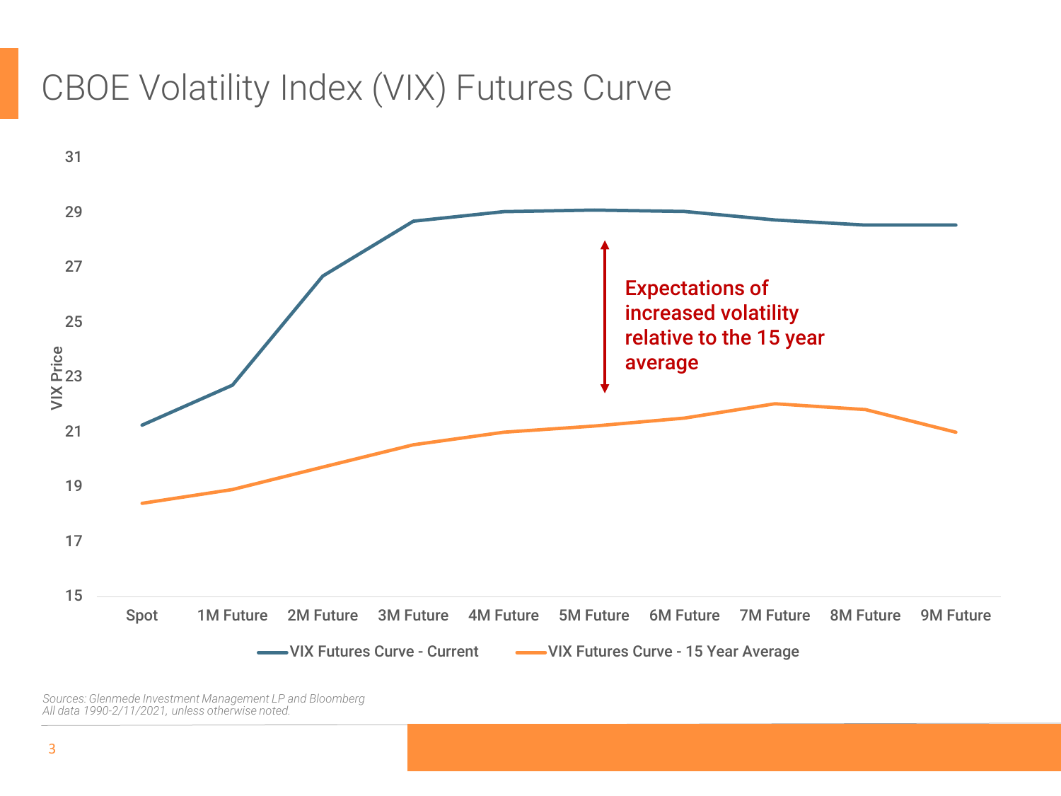# CBOE Volatility Index (VIX) Futures Curve

VIX Price

31
29
27
25
23
21
19
17
15

Spot | 1M Future | 2M Future | 3M Future | 4M Future | 5M Future | 6M Future | 7M Future | 8M Future | 9M Future

Expectations of increased volatility relative to the 15 year average

VIX Futures Curve - Current    VIX Futures Curve - 15 Year Average

*Sources: Glenmede Investment Management LP and Bloomberg*
*All data 1990-2/11/2021, unless otherwise noted.*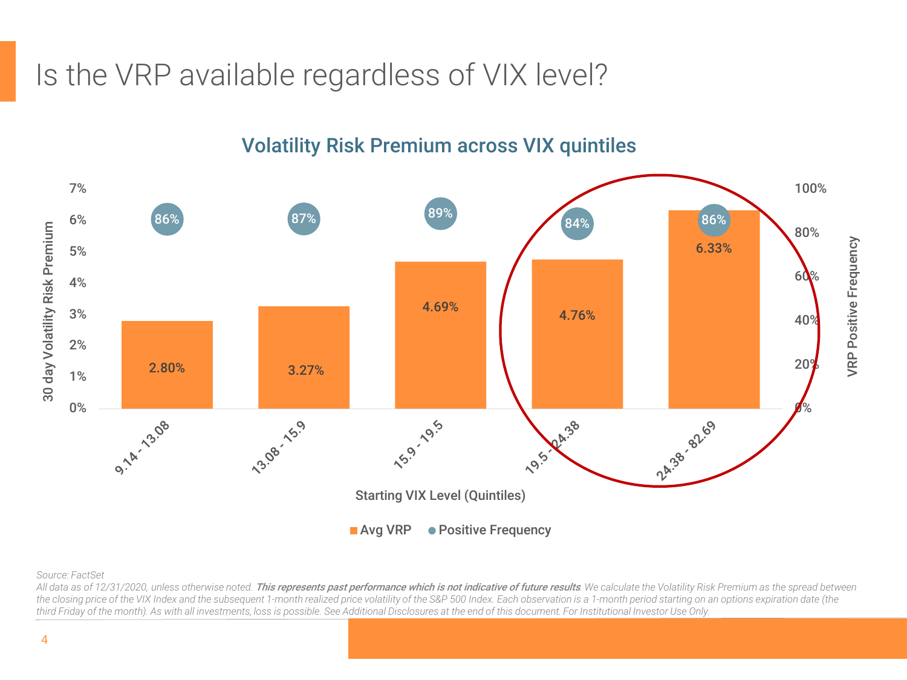# Is the VRP available regardless of VIX level?

## Volatility Risk Premium across VIX quintiles

| Starting VIX Level (Quintiles) | Avg VRP (30 day Volatility Risk Premium) | VRP Positive Frequency |
| --- | --- | --- |
| 9.14 - 13.08 | 2.80% | 86% |
| 13.08 - 15.9 | 3.27% | 87% |
| 15.9 - 19.5 | 4.69% | 89% |
| 19.5 - 24.38 | 4.76% | 84% |
| 24.38 - 82.69 | 6.33% | 86% |

Source: FactSet

*All data as of 12/31/2020, unless otherwise noted.* ***This represents past performance which is not indicative of future results****. We calculate the Volatility Risk Premium as the spread between the closing price of the VIX Index and the subsequent 1-month realized price volatility of the S&P 500 Index. Each observation is a 1-month period starting on an options expiration date (the third Friday of the month). As with all investments, loss is possible. See Additional Disclosures at the end of this document. For Institutional Investor Use Only.*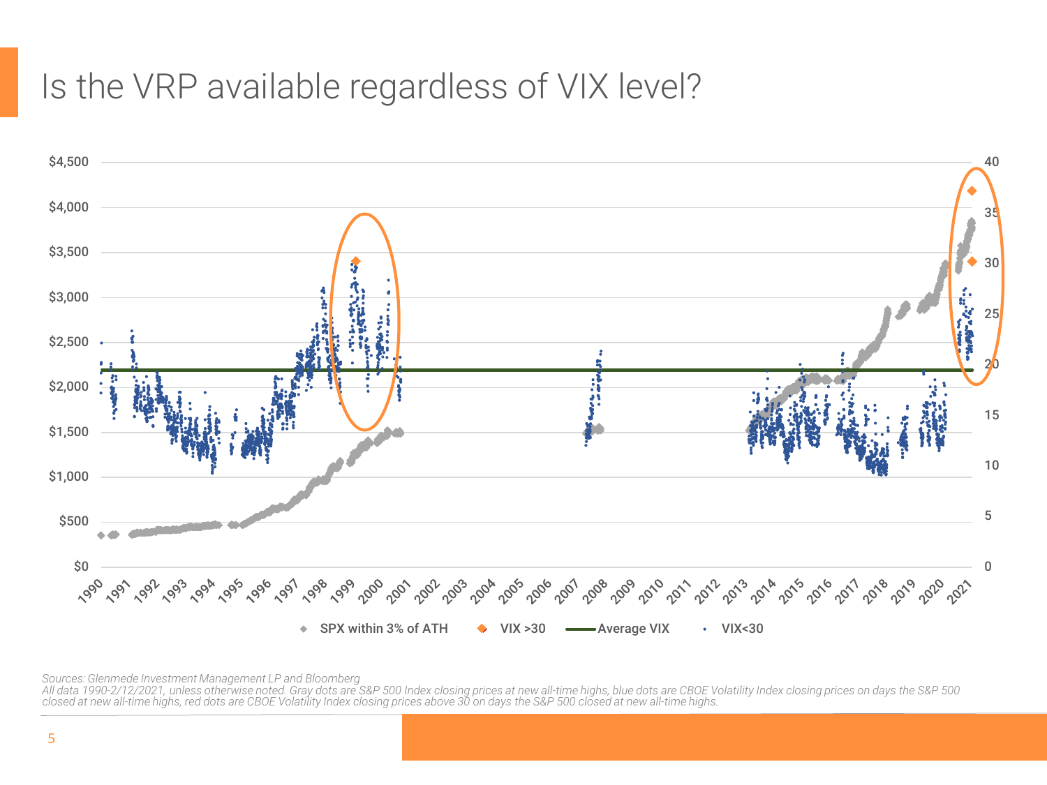# Is the VRP available regardless of VIX level?

Sources: Glenmede Investment Management LP and Bloomberg

All data 1990-2/12/2021, unless otherwise noted. Gray dots are S&P 500 Index closing prices at new all-time highs, blue dots are CBOE Volatility Index closing prices on days the S&P 500 closed at new all-time highs, red dots are CBOE Volatility Index closing prices above 30 on days the S&P 500 closed at new all-time highs.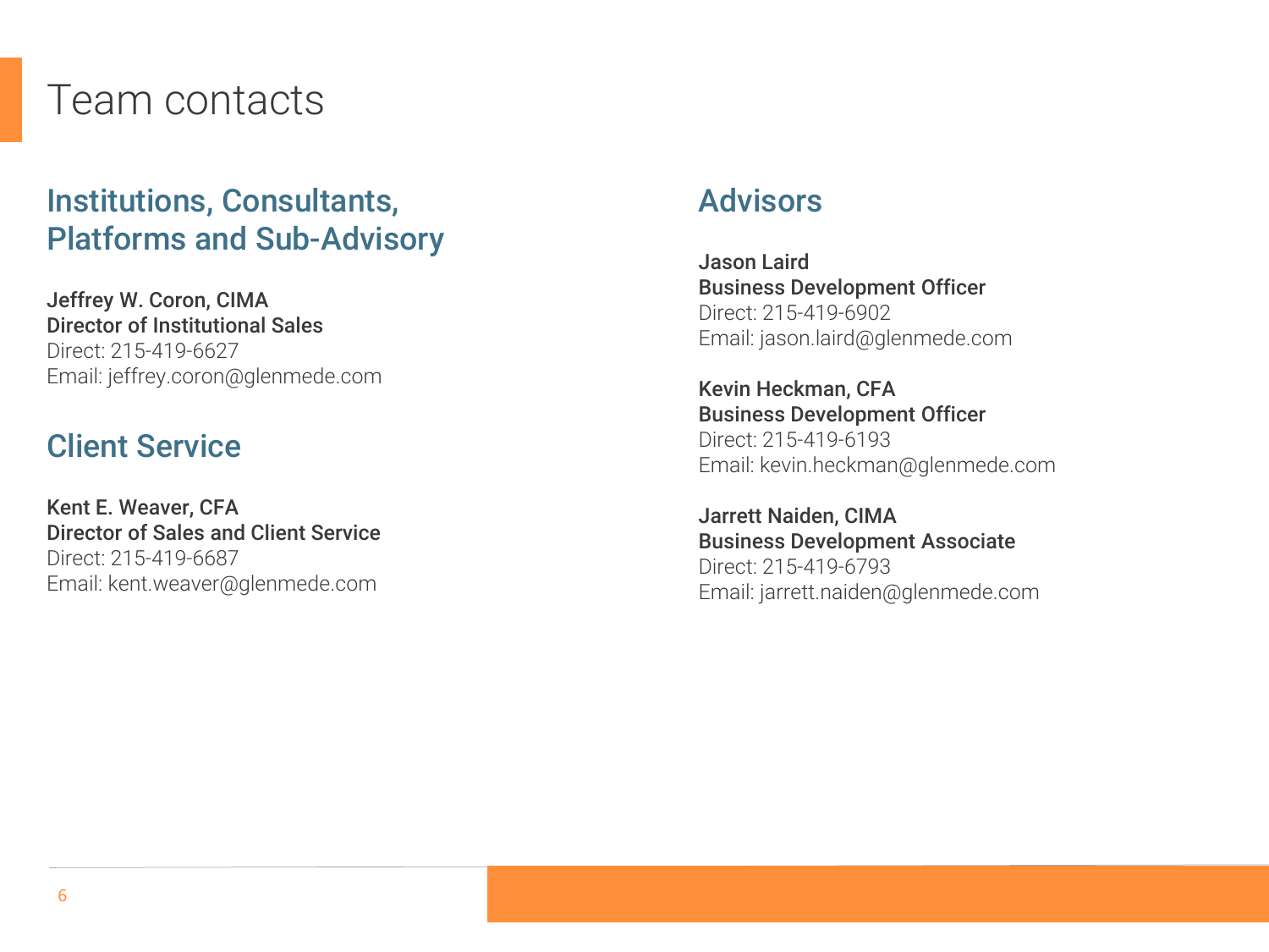# Team contacts

## Institutions, Consultants, Platforms and Sub-Advisory

**Jeffrey W. Coron, CIMA**
**Director of Institutional Sales**
Direct: 215-419-6627
Email: jeffrey.coron@glenmede.com

## Client Service

**Kent E. Weaver, CFA**
**Director of Sales and Client Service**
Direct: 215-419-6687
Email: kent.weaver@glenmede.com

## Advisors

**Jason Laird**
**Business Development Officer**
Direct: 215-419-6902
Email: jason.laird@glenmede.com

**Kevin Heckman, CFA**
**Business Development Officer**
Direct: 215-419-6193
Email: kevin.heckman@glenmede.com

**Jarrett Naiden, CIMA**
**Business Development Associate**
Direct: 215-419-6793
Email: jarrett.naiden@glenmede.com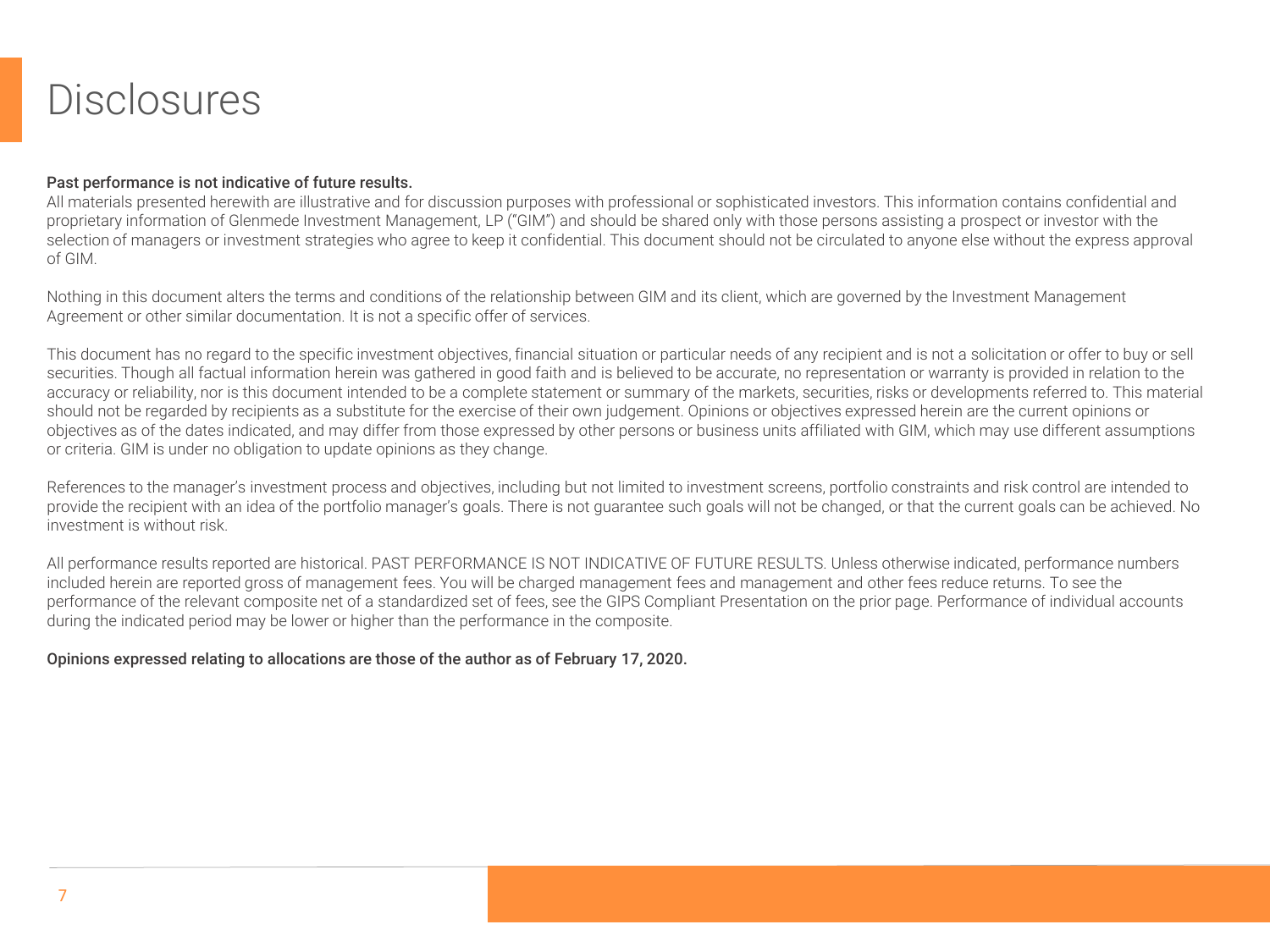# Disclosures

**Past performance is not indicative of future results.**

All materials presented herewith are illustrative and for discussion purposes with professional or sophisticated investors. This information contains confidential and proprietary information of Glenmede Investment Management, LP ("GIM") and should be shared only with those persons assisting a prospect or investor with the selection of managers or investment strategies who agree to keep it confidential. This document should not be circulated to anyone else without the express approval of GIM.

Nothing in this document alters the terms and conditions of the relationship between GIM and its client, which are governed by the Investment Management Agreement or other similar documentation. It is not a specific offer of services.

This document has no regard to the specific investment objectives, financial situation or particular needs of any recipient and is not a solicitation or offer to buy or sell securities. Though all factual information herein was gathered in good faith and is believed to be accurate, no representation or warranty is provided in relation to the accuracy or reliability, nor is this document intended to be a complete statement or summary of the markets, securities, risks or developments referred to. This material should not be regarded by recipients as a substitute for the exercise of their own judgement. Opinions or objectives expressed herein are the current opinions or objectives as of the dates indicated, and may differ from those expressed by other persons or business units affiliated with GIM, which may use different assumptions or criteria. GIM is under no obligation to update opinions as they change.

References to the manager's investment process and objectives, including but not limited to investment screens, portfolio constraints and risk control are intended to provide the recipient with an idea of the portfolio manager's goals. There is not guarantee such goals will not be changed, or that the current goals can be achieved. No investment is without risk.

All performance results reported are historical. PAST PERFORMANCE IS NOT INDICATIVE OF FUTURE RESULTS. Unless otherwise indicated, performance numbers included herein are reported gross of management fees. You will be charged management fees and management and other fees reduce returns. To see the performance of the relevant composite net of a standardized set of fees, see the GIPS Compliant Presentation on the prior page. Performance of individual accounts during the indicated period may be lower or higher than the performance in the composite.

**Opinions expressed relating to allocations are those of the author as of February 17, 2020.**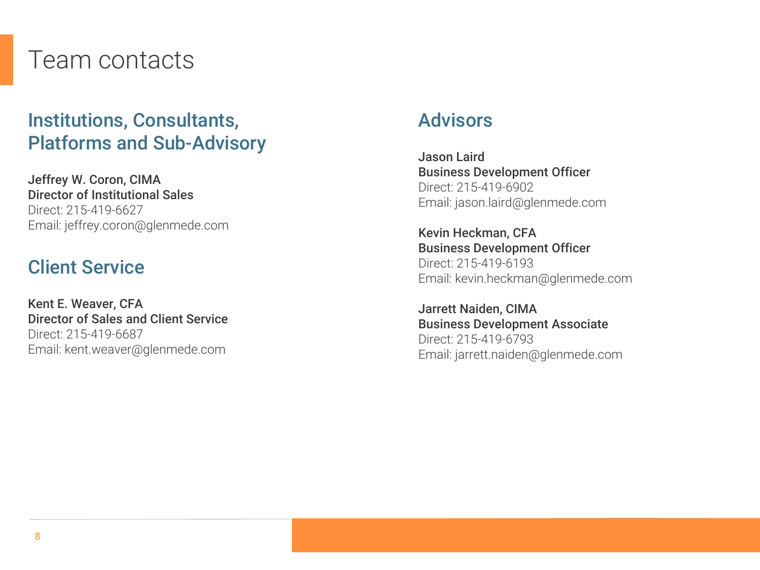# Team contacts

## Institutions, Consultants, Platforms and Sub-Advisory

**Jeffrey W. Coron, CIMA**
**Director of Institutional Sales**
Direct: 215-419-6627
Email: jeffrey.coron@glenmede.com

## Client Service

**Kent E. Weaver, CFA**
**Director of Sales and Client Service**
Direct: 215-419-6687
Email: kent.weaver@glenmede.com

## Advisors

**Jason Laird**
**Business Development Officer**
Direct: 215-419-6902
Email: jason.laird@glenmede.com

**Kevin Heckman, CFA**
**Business Development Officer**
Direct: 215-419-6193
Email: kevin.heckman@glenmede.com

**Jarrett Naiden, CIMA**
**Business Development Associate**
Direct: 215-419-6793
Email: jarrett.naiden@glenmede.com